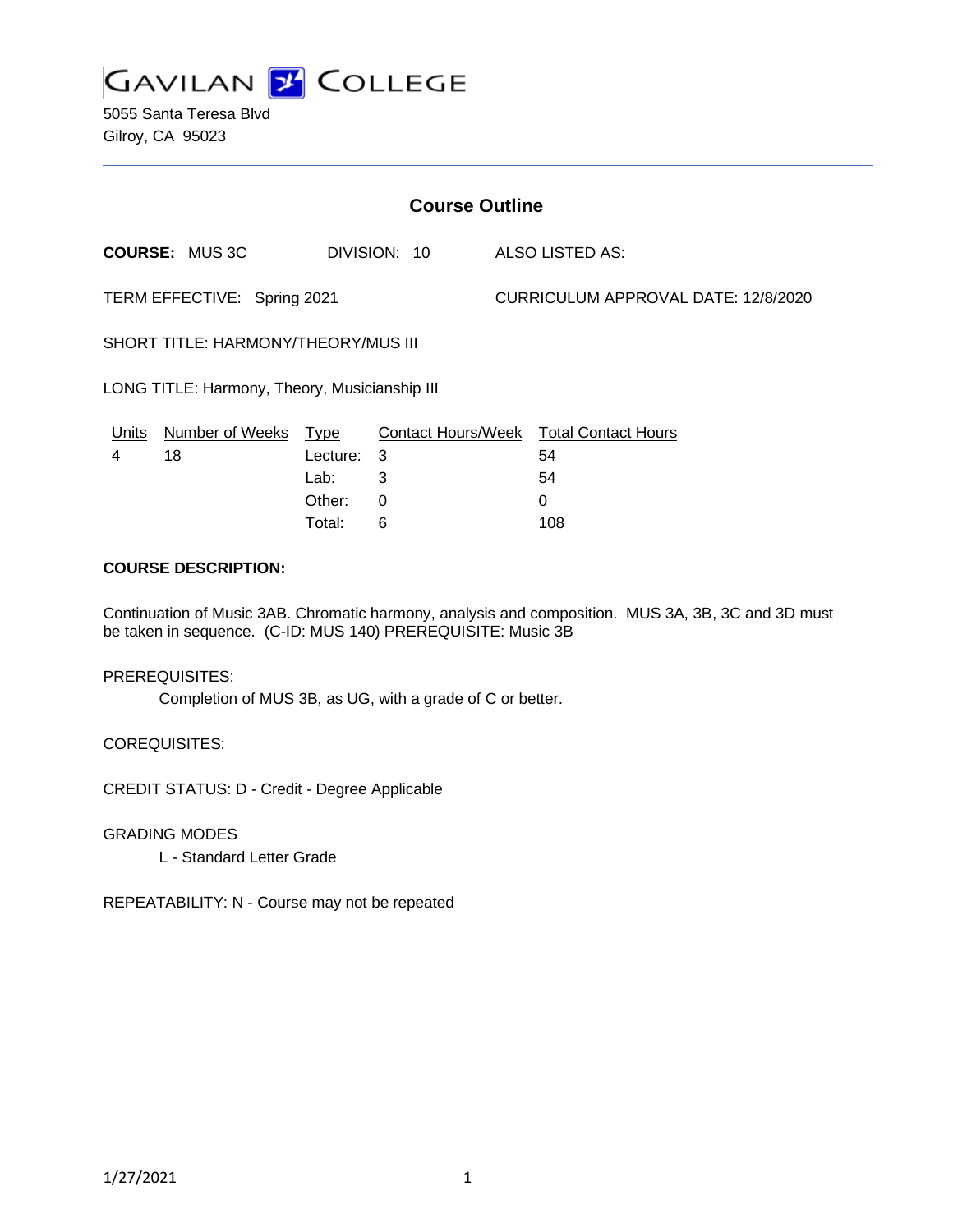# GAVILAN COLLEGE

5055 Santa Teresa Blvd
Gilroy, CA 95023

## Course Outline

**COURSE:** MUS 3C DIVISION: 10 ALSO LISTED AS:

TERM EFFECTIVE: Spring 2021 CURRICULUM APPROVAL DATE: 12/8/2020

SHORT TITLE: HARMONY/THEORY/MUS III

LONG TITLE: Harmony, Theory, Musicianship III

| Units | Number of Weeks | Type | Contact Hours/Week | Total Contact Hours |
|---|---|---|---|---|
| 4 | 18 | Lecture: | 3 | 54 |
| | | Lab: | 3 | 54 |
| | | Other: | 0 | 0 |
| | | Total: | 6 | 108 |

**COURSE DESCRIPTION:**

Continuation of Music 3AB. Chromatic harmony, analysis and composition. MUS 3A, 3B, 3C and 3D must be taken in sequence. (C-ID: MUS 140) PREREQUISITE: Music 3B

PREREQUISITES:

Completion of MUS 3B, as UG, with a grade of C or better.

COREQUISITES:

CREDIT STATUS: D - Credit - Degree Applicable

GRADING MODES

L - Standard Letter Grade

REPEATABILITY: N - Course may not be repeated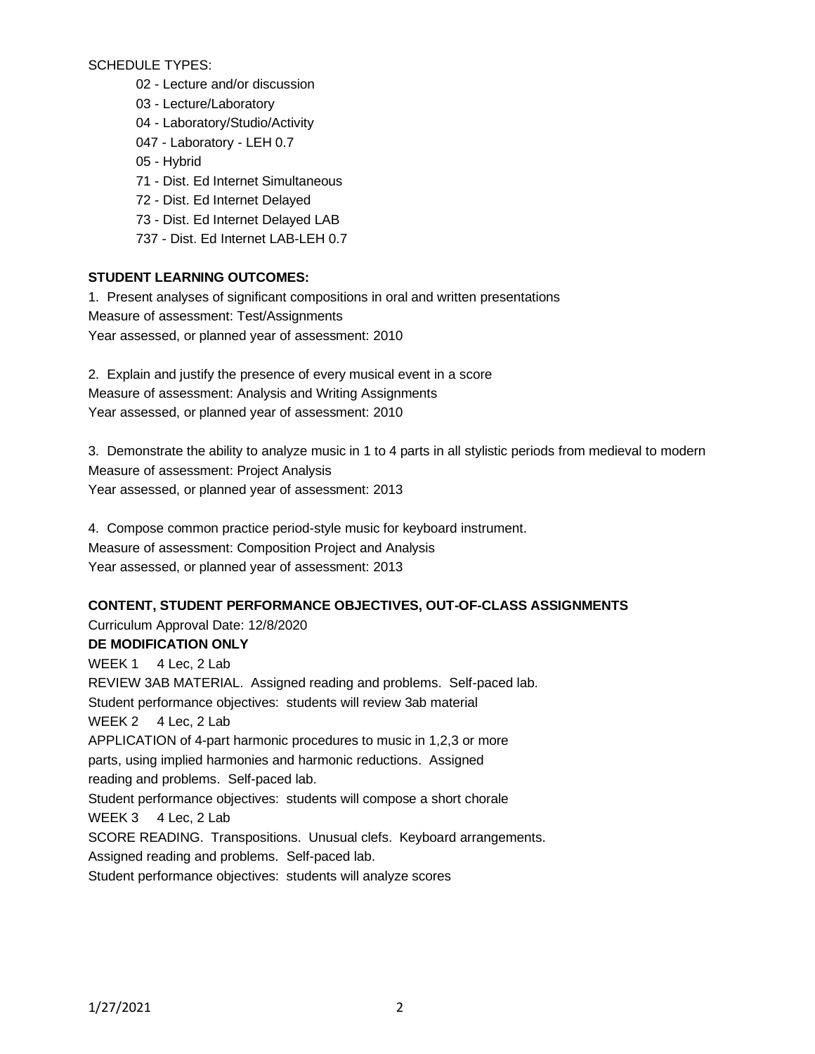SCHEDULE TYPES:

- 02 - Lecture and/or discussion
- 03 - Lecture/Laboratory
- 04 - Laboratory/Studio/Activity
- 047 - Laboratory - LEH 0.7
- 05 - Hybrid
- 71 - Dist. Ed Internet Simultaneous
- 72 - Dist. Ed Internet Delayed
- 73 - Dist. Ed Internet Delayed LAB
- 737 - Dist. Ed Internet LAB-LEH 0.7

**STUDENT LEARNING OUTCOMES:**

1. Present analyses of significant compositions in oral and written presentations
Measure of assessment: Test/Assignments
Year assessed, or planned year of assessment: 2010

2. Explain and justify the presence of every musical event in a score
Measure of assessment: Analysis and Writing Assignments
Year assessed, or planned year of assessment: 2010

3. Demonstrate the ability to analyze music in 1 to 4 parts in all stylistic periods from medieval to modern
Measure of assessment: Project Analysis
Year assessed, or planned year of assessment: 2013

4. Compose common practice period-style music for keyboard instrument.
Measure of assessment: Composition Project and Analysis
Year assessed, or planned year of assessment: 2013

**CONTENT, STUDENT PERFORMANCE OBJECTIVES, OUT-OF-CLASS ASSIGNMENTS**

Curriculum Approval Date: 12/8/2020

**DE MODIFICATION ONLY**

WEEK 1 4 Lec, 2 Lab
REVIEW 3AB MATERIAL. Assigned reading and problems. Self-paced lab.
Student performance objectives: students will review 3ab material

WEEK 2 4 Lec, 2 Lab
APPLICATION of 4-part harmonic procedures to music in 1,2,3 or more parts, using implied harmonies and harmonic reductions. Assigned reading and problems. Self-paced lab.
Student performance objectives: students will compose a short chorale

WEEK 3 4 Lec, 2 Lab
SCORE READING. Transpositions. Unusual clefs. Keyboard arrangements.
Assigned reading and problems. Self-paced lab.
Student performance objectives: students will analyze scores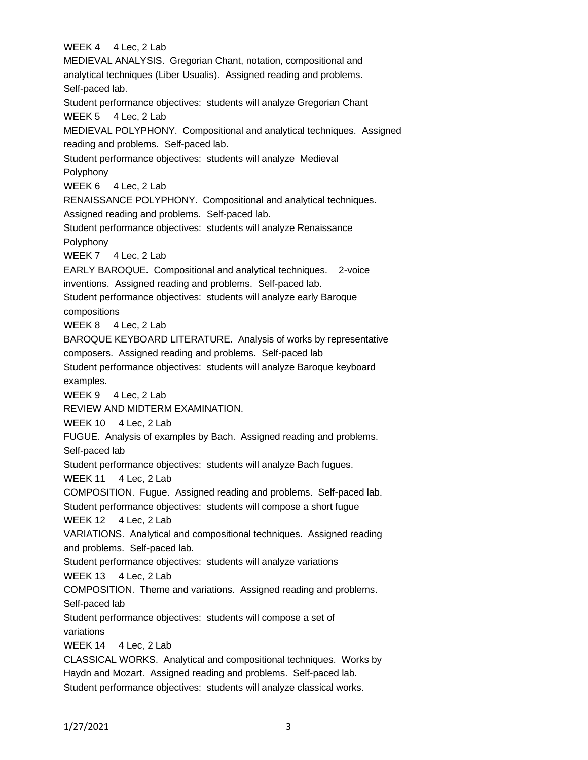WEEK 4     4 Lec, 2 Lab

MEDIEVAL ANALYSIS.  Gregorian Chant, notation, compositional and analytical techniques (Liber Usualis).  Assigned reading and problems.  Self-paced lab.

Student performance objectives:  students will analyze Gregorian Chant

WEEK 5     4 Lec, 2 Lab

MEDIEVAL POLYPHONY.  Compositional and analytical techniques.  Assigned reading and problems.  Self-paced lab.

Student performance objectives:  students will analyze  Medieval Polyphony

WEEK 6     4 Lec, 2 Lab

RENAISSANCE POLYPHONY.  Compositional and analytical techniques.  Assigned reading and problems.  Self-paced lab.

Student performance objectives:  students will analyze Renaissance Polyphony

WEEK 7     4 Lec, 2 Lab

EARLY BAROQUE.  Compositional and analytical techniques.    2-voice inventions.  Assigned reading and problems.  Self-paced lab.

Student performance objectives:  students will analyze early Baroque compositions

WEEK 8     4 Lec, 2 Lab

BAROQUE KEYBOARD LITERATURE.  Analysis of works by representative composers.  Assigned reading and problems.  Self-paced lab

Student performance objectives:  students will analyze Baroque keyboard examples.

WEEK 9     4 Lec, 2 Lab

REVIEW AND MIDTERM EXAMINATION.

WEEK 10     4 Lec, 2 Lab

FUGUE.  Analysis of examples by Bach.  Assigned reading and problems.  Self-paced lab

Student performance objectives:  students will analyze Bach fugues.

WEEK 11     4 Lec, 2 Lab

COMPOSITION.  Fugue.  Assigned reading and problems.  Self-paced lab.

Student performance objectives:  students will compose a short fugue

WEEK 12     4 Lec, 2 Lab

VARIATIONS.  Analytical and compositional techniques.  Assigned reading and problems.  Self-paced lab.

Student performance objectives:  students will analyze variations

WEEK 13     4 Lec, 2 Lab

COMPOSITION.  Theme and variations.  Assigned reading and problems.  Self-paced lab

Student performance objectives:  students will compose a set of variations

WEEK 14     4 Lec, 2 Lab

CLASSICAL WORKS.  Analytical and compositional techniques.  Works by Haydn and Mozart.  Assigned reading and problems.  Self-paced lab.

Student performance objectives:  students will analyze classical works.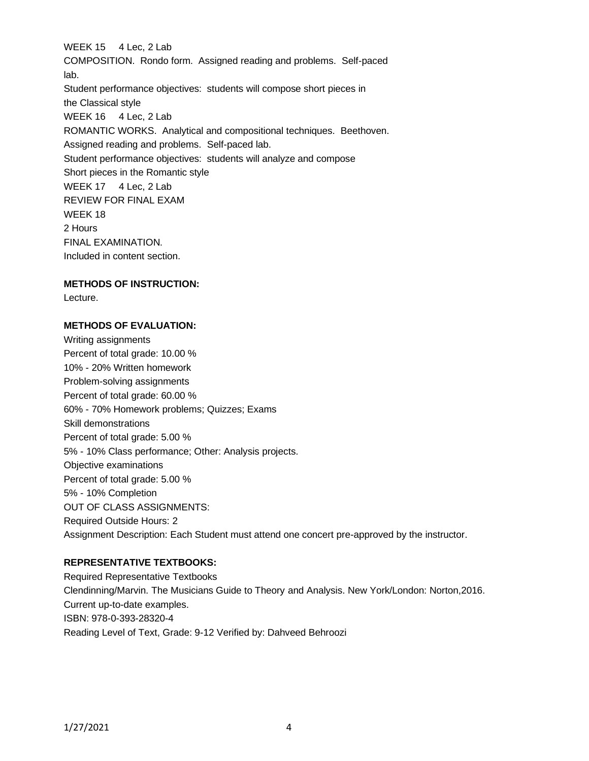WEEK 15 4 Lec, 2 Lab

COMPOSITION. Rondo form. Assigned reading and problems. Self-paced lab.

Student performance objectives: students will compose short pieces in the Classical style

WEEK 16 4 Lec, 2 Lab

ROMANTIC WORKS. Analytical and compositional techniques. Beethoven. Assigned reading and problems. Self-paced lab.

Student performance objectives: students will analyze and compose Short pieces in the Romantic style

WEEK 17 4 Lec, 2 Lab

REVIEW FOR FINAL EXAM

WEEK 18

2 Hours

FINAL EXAMINATION.

Included in content section.

**METHODS OF INSTRUCTION:**

Lecture.

**METHODS OF EVALUATION:**

Writing assignments
Percent of total grade: 10.00 %
10% - 20% Written homework

Problem-solving assignments
Percent of total grade: 60.00 %
60% - 70% Homework problems; Quizzes; Exams

Skill demonstrations
Percent of total grade: 5.00 %
5% - 10% Class performance; Other: Analysis projects.

Objective examinations
Percent of total grade: 5.00 %
5% - 10% Completion

OUT OF CLASS ASSIGNMENTS:
Required Outside Hours: 2
Assignment Description: Each Student must attend one concert pre-approved by the instructor.

**REPRESENTATIVE TEXTBOOKS:**

Required Representative Textbooks
Clendinning/Marvin. The Musicians Guide to Theory and Analysis. New York/London: Norton,2016.
Current up-to-date examples.
ISBN: 978-0-393-28320-4
Reading Level of Text, Grade: 9-12 Verified by: Dahveed Behroozi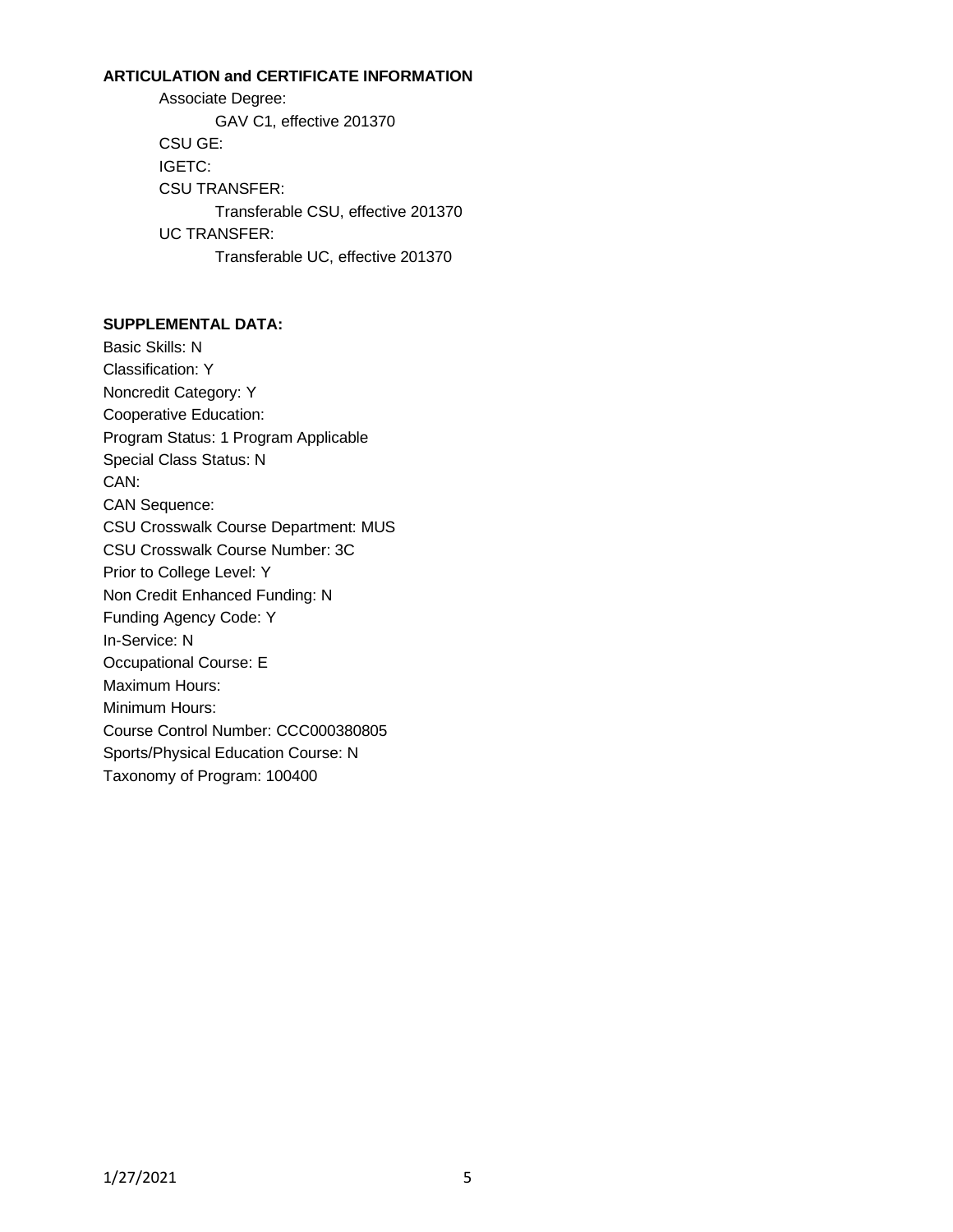**ARTICULATION and CERTIFICATE INFORMATION**

Associate Degree:

GAV C1, effective 201370

CSU GE:

IGETC:

CSU TRANSFER:

Transferable CSU, effective 201370

UC TRANSFER:

Transferable UC, effective 201370

**SUPPLEMENTAL DATA:**

Basic Skills: N
Classification: Y
Noncredit Category: Y
Cooperative Education:
Program Status: 1 Program Applicable
Special Class Status: N
CAN:
CAN Sequence:
CSU Crosswalk Course Department: MUS
CSU Crosswalk Course Number: 3C
Prior to College Level: Y
Non Credit Enhanced Funding: N
Funding Agency Code: Y
In-Service: N
Occupational Course: E
Maximum Hours:
Minimum Hours:
Course Control Number: CCC000380805
Sports/Physical Education Course: N
Taxonomy of Program: 100400